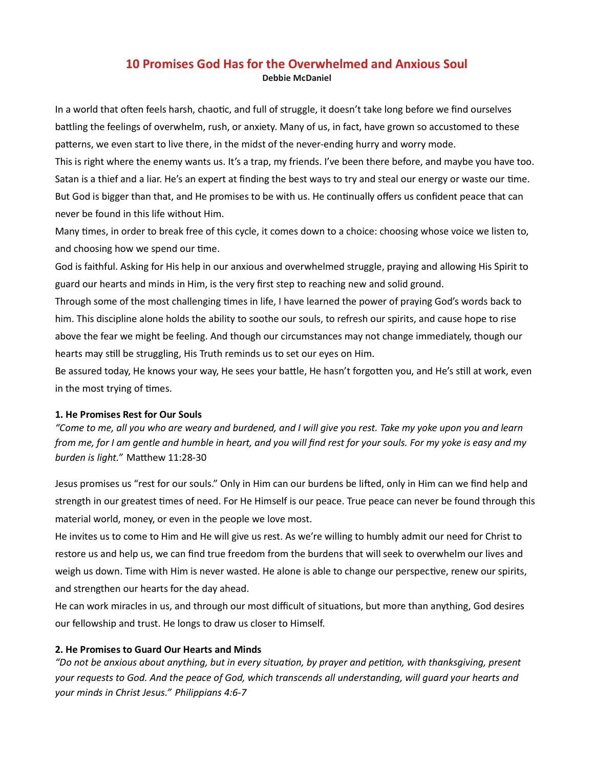# 10 Promises God Has for the Overwhelmed and Anxious Soul

**Debbie McDaniel**

In a world that often feels harsh, chaotic, and full of struggle, it doesn't take long before we find ourselves battling the feelings of overwhelm, rush, or anxiety. Many of us, in fact, have grown so accustomed to these patterns, we even start to live there, in the midst of the never-ending hurry and worry mode.

This is right where the enemy wants us. It's a trap, my friends. I've been there before, and maybe you have too. Satan is a thief and a liar. He's an expert at finding the best ways to try and steal our energy or waste our time. But God is bigger than that, and He promises to be with us. He continually offers us confident peace that can never be found in this life without Him.

Many times, in order to break free of this cycle, it comes down to a choice: choosing whose voice we listen to, and choosing how we spend our time.

God is faithful. Asking for His help in our anxious and overwhelmed struggle, praying and allowing His Spirit to guard our hearts and minds in Him, is the very first step to reaching new and solid ground.

Through some of the most challenging times in life, I have learned the power of praying God's words back to him. This discipline alone holds the ability to soothe our souls, to refresh our spirits, and cause hope to rise above the fear we might be feeling. And though our circumstances may not change immediately, though our hearts may still be struggling, His Truth reminds us to set our eyes on Him.

Be assured today, He knows your way, He sees your battle, He hasn't forgotten you, and He's still at work, even in the most trying of times.

### 1. He Promises Rest for Our Souls

*"Come to me, all you who are weary and burdened, and I will give you rest. Take my yoke upon you and learn from me, for I am gentle and humble in heart, and you will find rest for your souls. For my yoke is easy and my burden is light."* Matthew 11:28-30

Jesus promises us "rest for our souls." Only in Him can our burdens be lifted, only in Him can we find help and strength in our greatest times of need. For He Himself is our peace. True peace can never be found through this material world, money, or even in the people we love most.

He invites us to come to Him and He will give us rest. As we're willing to humbly admit our need for Christ to restore us and help us, we can find true freedom from the burdens that will seek to overwhelm our lives and weigh us down. Time with Him is never wasted. He alone is able to change our perspective, renew our spirits, and strengthen our hearts for the day ahead.

He can work miracles in us, and through our most difficult of situations, but more than anything, God desires our fellowship and trust. He longs to draw us closer to Himself.

### 2. He Promises to Guard Our Hearts and Minds

*"Do not be anxious about anything, but in every situation, by prayer and petition, with thanksgiving, present your requests to God. And the peace of God, which transcends all understanding, will guard your hearts and your minds in Christ Jesus." Philippians 4:6-7*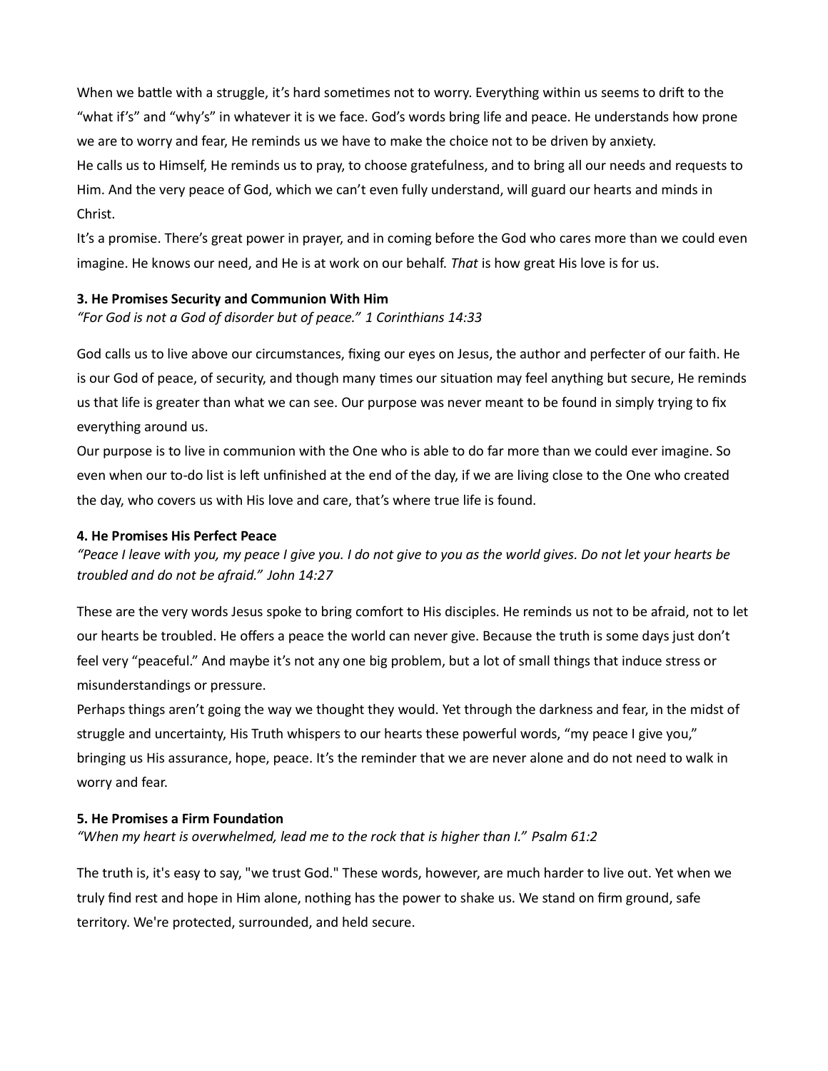When we battle with a struggle, it's hard sometimes not to worry. Everything within us seems to drift to the "what if's" and "why's" in whatever it is we face. God's words bring life and peace. He understands how prone we are to worry and fear, He reminds us we have to make the choice not to be driven by anxiety.

He calls us to Himself, He reminds us to pray, to choose gratefulness, and to bring all our needs and requests to Him. And the very peace of God, which we can't even fully understand, will guard our hearts and minds in Christ.

It's a promise. There's great power in prayer, and in coming before the God who cares more than we could even imagine. He knows our need, and He is at work on our behalf. *That* is how great His love is for us.

**3. He Promises Security and Communion With Him**

*"For God is not a God of disorder but of peace." 1 Corinthians 14:33*

God calls us to live above our circumstances, fixing our eyes on Jesus, the author and perfecter of our faith. He is our God of peace, of security, and though many times our situation may feel anything but secure, He reminds us that life is greater than what we can see. Our purpose was never meant to be found in simply trying to fix everything around us.

Our purpose is to live in communion with the One who is able to do far more than we could ever imagine. So even when our to-do list is left unfinished at the end of the day, if we are living close to the One who created the day, who covers us with His love and care, that's where true life is found.

**4. He Promises His Perfect Peace**

*"Peace I leave with you, my peace I give you. I do not give to you as the world gives. Do not let your hearts be troubled and do not be afraid." John 14:27*

These are the very words Jesus spoke to bring comfort to His disciples. He reminds us not to be afraid, not to let our hearts be troubled. He offers a peace the world can never give. Because the truth is some days just don't feel very "peaceful." And maybe it's not any one big problem, but a lot of small things that induce stress or misunderstandings or pressure.

Perhaps things aren't going the way we thought they would. Yet through the darkness and fear, in the midst of struggle and uncertainty, His Truth whispers to our hearts these powerful words, "my peace I give you," bringing us His assurance, hope, peace. It's the reminder that we are never alone and do not need to walk in worry and fear.

**5. He Promises a Firm Foundation**

*"When my heart is overwhelmed, lead me to the rock that is higher than I." Psalm 61:2*

The truth is, it's easy to say, "we trust God." These words, however, are much harder to live out. Yet when we truly find rest and hope in Him alone, nothing has the power to shake us. We stand on firm ground, safe territory. We're protected, surrounded, and held secure.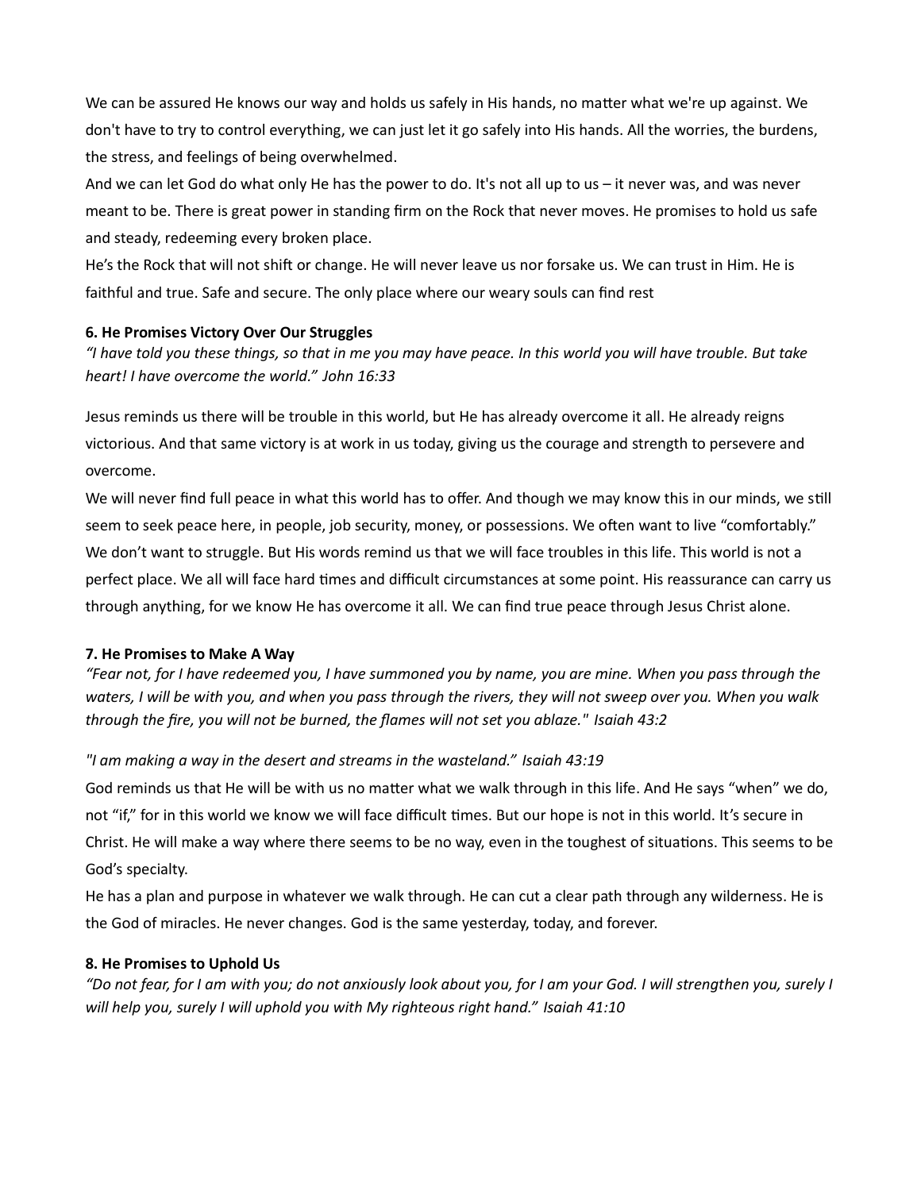We can be assured He knows our way and holds us safely in His hands, no matter what we're up against. We don't have to try to control everything, we can just let it go safely into His hands. All the worries, the burdens, the stress, and feelings of being overwhelmed.

And we can let God do what only He has the power to do. It's not all up to us – it never was, and was never meant to be. There is great power in standing firm on the Rock that never moves. He promises to hold us safe and steady, redeeming every broken place.

He's the Rock that will not shift or change. He will never leave us nor forsake us. We can trust in Him. He is faithful and true. Safe and secure. The only place where our weary souls can find rest

**6. He Promises Victory Over Our Struggles**

*"I have told you these things, so that in me you may have peace. In this world you will have trouble. But take heart! I have overcome the world." John 16:33*

Jesus reminds us there will be trouble in this world, but He has already overcome it all. He already reigns victorious. And that same victory is at work in us today, giving us the courage and strength to persevere and overcome.

We will never find full peace in what this world has to offer. And though we may know this in our minds, we still seem to seek peace here, in people, job security, money, or possessions. We often want to live "comfortably." We don't want to struggle. But His words remind us that we will face troubles in this life. This world is not a perfect place. We all will face hard times and difficult circumstances at some point. His reassurance can carry us through anything, for we know He has overcome it all. We can find true peace through Jesus Christ alone.

**7. He Promises to Make A Way**

*"Fear not, for I have redeemed you, I have summoned you by name, you are mine. When you pass through the waters, I will be with you, and when you pass through the rivers, they will not sweep over you. When you walk through the fire, you will not be burned, the flames will not set you ablaze." Isaiah 43:2*

*"I am making a way in the desert and streams in the wasteland." Isaiah 43:19*

God reminds us that He will be with us no matter what we walk through in this life. And He says "when" we do, not "if," for in this world we know we will face difficult times. But our hope is not in this world. It's secure in Christ. He will make a way where there seems to be no way, even in the toughest of situations. This seems to be God's specialty.

He has a plan and purpose in whatever we walk through. He can cut a clear path through any wilderness. He is the God of miracles. He never changes. God is the same yesterday, today, and forever.

**8. He Promises to Uphold Us**

*"Do not fear, for I am with you; do not anxiously look about you, for I am your God. I will strengthen you, surely I will help you, surely I will uphold you with My righteous right hand." Isaiah 41:10*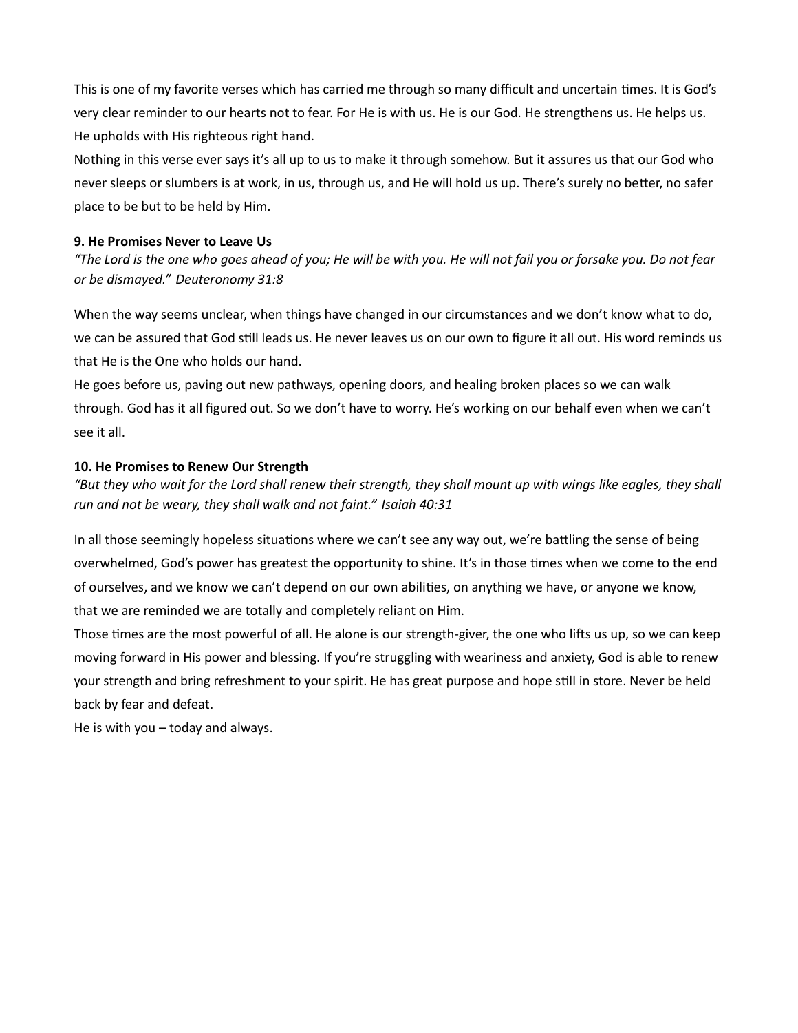This is one of my favorite verses which has carried me through so many difficult and uncertain times. It is God's very clear reminder to our hearts not to fear. For He is with us. He is our God. He strengthens us. He helps us. He upholds with His righteous right hand.

Nothing in this verse ever says it's all up to us to make it through somehow. But it assures us that our God who never sleeps or slumbers is at work, in us, through us, and He will hold us up. There's surely no better, no safer place to be but to be held by Him.

**9. He Promises Never to Leave Us**

*"The Lord is the one who goes ahead of you; He will be with you. He will not fail you or forsake you. Do not fear or be dismayed." Deuteronomy 31:8*

When the way seems unclear, when things have changed in our circumstances and we don't know what to do, we can be assured that God still leads us. He never leaves us on our own to figure it all out. His word reminds us that He is the One who holds our hand.

He goes before us, paving out new pathways, opening doors, and healing broken places so we can walk through. God has it all figured out. So we don't have to worry. He's working on our behalf even when we can't see it all.

**10. He Promises to Renew Our Strength**

*"But they who wait for the Lord shall renew their strength, they shall mount up with wings like eagles, they shall run and not be weary, they shall walk and not faint." Isaiah 40:31*

In all those seemingly hopeless situations where we can't see any way out, we're battling the sense of being overwhelmed, God's power has greatest the opportunity to shine. It's in those times when we come to the end of ourselves, and we know we can't depend on our own abilities, on anything we have, or anyone we know, that we are reminded we are totally and completely reliant on Him.

Those times are the most powerful of all. He alone is our strength-giver, the one who lifts us up, so we can keep moving forward in His power and blessing. If you're struggling with weariness and anxiety, God is able to renew your strength and bring refreshment to your spirit. He has great purpose and hope still in store. Never be held back by fear and defeat.

He is with you – today and always.